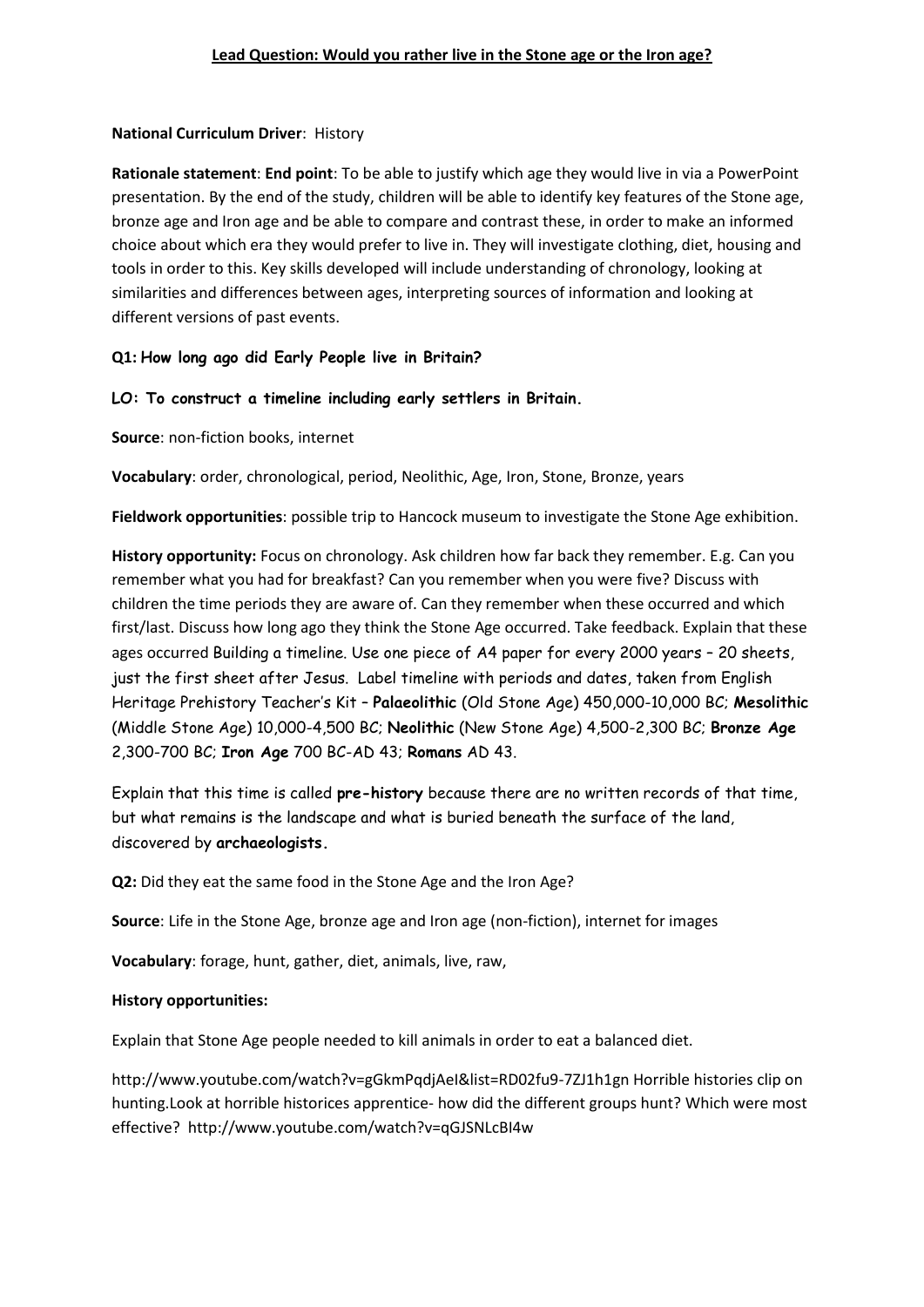**Lead Question: Would you rather live in the Stone age or the Iron age?**

**National Curriculum Driver**: History

**Rationale statement**: **End point**: To be able to justify which age they would live in via a PowerPoint presentation. By the end of the study, children will be able to identify key features of the Stone age, bronze age and Iron age and be able to compare and contrast these, in order to make an informed choice about which era they would prefer to live in. They will investigate clothing, diet, housing and tools in order to this. Key skills developed will include understanding of chronology, looking at similarities and differences between ages, interpreting sources of information and looking at different versions of past events.

**Q1: How long ago did Early People live in Britain?**

**LO: To construct a timeline including early settlers in Britain.**

**Source**: non-fiction books, internet

**Vocabulary**: order, chronological, period, Neolithic, Age, Iron, Stone, Bronze, years

**Fieldwork opportunities**: possible trip to Hancock museum to investigate the Stone Age exhibition.

**History opportunity:** Focus on chronology. Ask children how far back they remember. E.g. Can you remember what you had for breakfast? Can you remember when you were five? Discuss with children the time periods they are aware of. Can they remember when these occurred and which first/last. Discuss how long ago they think the Stone Age occurred. Take feedback. Explain that these ages occurred Building a timeline. Use one piece of A4 paper for every 2000 years – 20 sheets, just the first sheet after Jesus. Label timeline with periods and dates, taken from English Heritage Prehistory Teacher's Kit – **Palaeolithic** (Old Stone Age) 450,000-10,000 BC; **Mesolithic** (Middle Stone Age) 10,000-4,500 BC; **Neolithic** (New Stone Age) 4,500-2,300 BC; **Bronze Age** 2,300-700 BC; **Iron Age** 700 BC-AD 43; **Romans** AD 43.

Explain that this time is called **pre-history** because there are no written records of that time, but what remains is the landscape and what is buried beneath the surface of the land, discovered by **archaeologists.**

**Q2:** Did they eat the same food in the Stone Age and the Iron Age?

**Source**: Life in the Stone Age, bronze age and Iron age (non-fiction), internet for images

**Vocabulary**: forage, hunt, gather, diet, animals, live, raw,

**History opportunities:**

Explain that Stone Age people needed to kill animals in order to eat a balanced diet.

http://www.youtube.com/watch?v=gGkmPqdjAeI&list=RD02fu9-7ZJ1h1gn Horrible histories clip on hunting.Look at horrible historices apprentice- how did the different groups hunt? Which were most effective? http://www.youtube.com/watch?v=qGJSNLcBI4w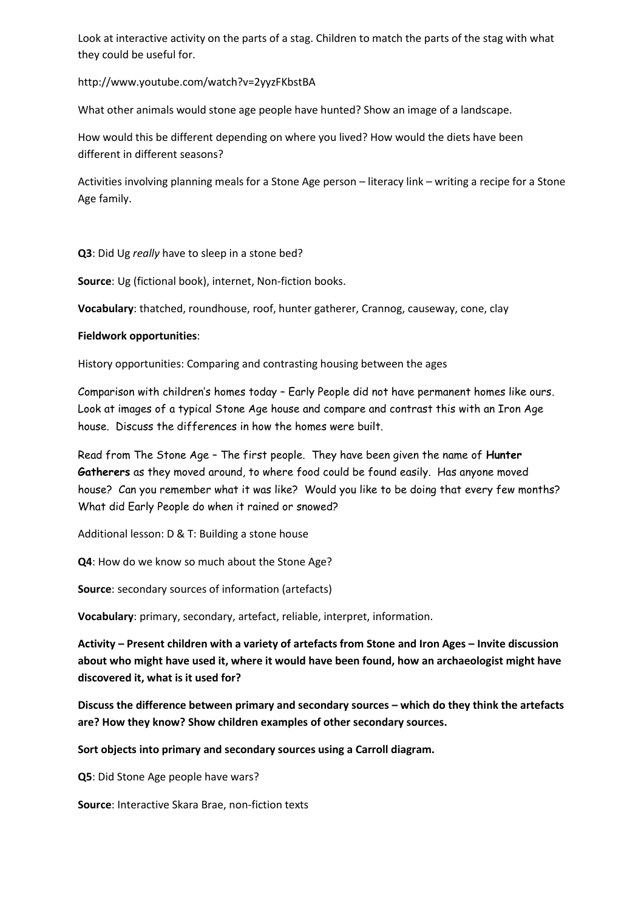Look at interactive activity on the parts of a stag. Children to match the parts of the stag with what they could be useful for.

http://www.youtube.com/watch?v=2yyzFKbstBA

What other animals would stone age people have hunted? Show an image of a landscape.

How would this be different depending on where you lived? How would the diets have been different in different seasons?

Activities involving planning meals for a Stone Age person – literacy link – writing a recipe for a Stone Age family.

**Q3**: Did Ug *really* have to sleep in a stone bed?

**Source**: Ug (fictional book), internet, Non-fiction books.

**Vocabulary**: thatched, roundhouse, roof, hunter gatherer, Crannog, causeway, cone, clay

**Fieldwork opportunities**:

History opportunities: Comparing and contrasting housing between the ages

Comparison with children's homes today – Early People did not have permanent homes like ours. Look at images of a typical Stone Age house and compare and contrast this with an Iron Age house. Discuss the differences in how the homes were built.

Read from The Stone Age – The first people. They have been given the name of **Hunter Gatherers** as they moved around, to where food could be found easily. Has anyone moved house? Can you remember what it was like? Would you like to be doing that every few months? What did Early People do when it rained or snowed?

Additional lesson: D & T: Building a stone house

**Q4**: How do we know so much about the Stone Age?

**Source**: secondary sources of information (artefacts)

**Vocabulary**: primary, secondary, artefact, reliable, interpret, information.

**Activity – Present children with a variety of artefacts from Stone and Iron Ages – Invite discussion about who might have used it, where it would have been found, how an archaeologist might have discovered it, what is it used for?**

**Discuss the difference between primary and secondary sources – which do they think the artefacts are? How they know? Show children examples of other secondary sources.**

**Sort objects into primary and secondary sources using a Carroll diagram.**

**Q5**: Did Stone Age people have wars?

**Source**: Interactive Skara Brae, non-fiction texts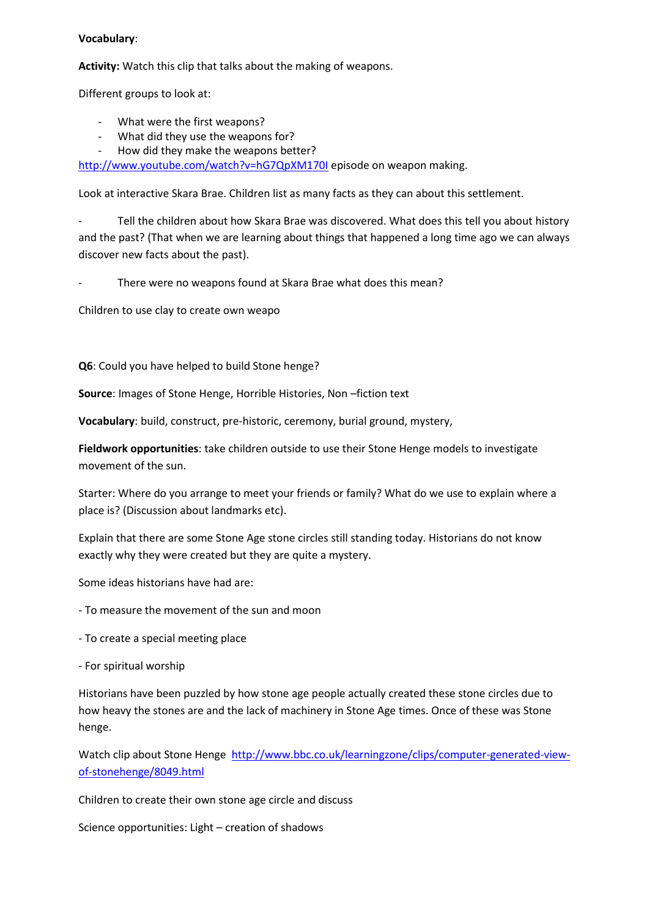**Vocabulary**:

**Activity:** Watch this clip that talks about the making of weapons.

Different groups to look at:

- What were the first weapons?
- What did they use the weapons for?
- How did they make the weapons better?

http://www.youtube.com/watch?v=hG7QpXM170I episode on weapon making.

Look at interactive Skara Brae. Children list as many facts as they can about this settlement.

- Tell the children about how Skara Brae was discovered. What does this tell you about history and the past? (That when we are learning about things that happened a long time ago we can always discover new facts about the past).

- There were no weapons found at Skara Brae what does this mean?

Children to use clay to create own weapo

**Q6**: Could you have helped to build Stone henge?

**Source**: Images of Stone Henge, Horrible Histories, Non –fiction text

**Vocabulary**: build, construct, pre-historic, ceremony, burial ground, mystery,

**Fieldwork opportunities**: take children outside to use their Stone Henge models to investigate movement of the sun.

Starter: Where do you arrange to meet your friends or family? What do we use to explain where a place is? (Discussion about landmarks etc).

Explain that there are some Stone Age stone circles still standing today. Historians do not know exactly why they were created but they are quite a mystery.

Some ideas historians have had are:

- To measure the movement of the sun and moon

- To create a special meeting place

- For spiritual worship

Historians have been puzzled by how stone age people actually created these stone circles due to how heavy the stones are and the lack of machinery in Stone Age times. Once of these was Stone henge.

Watch clip about Stone Henge http://www.bbc.co.uk/learningzone/clips/computer-generated-view-of-stonehenge/8049.html

Children to create their own stone age circle and discuss

Science opportunities: Light – creation of shadows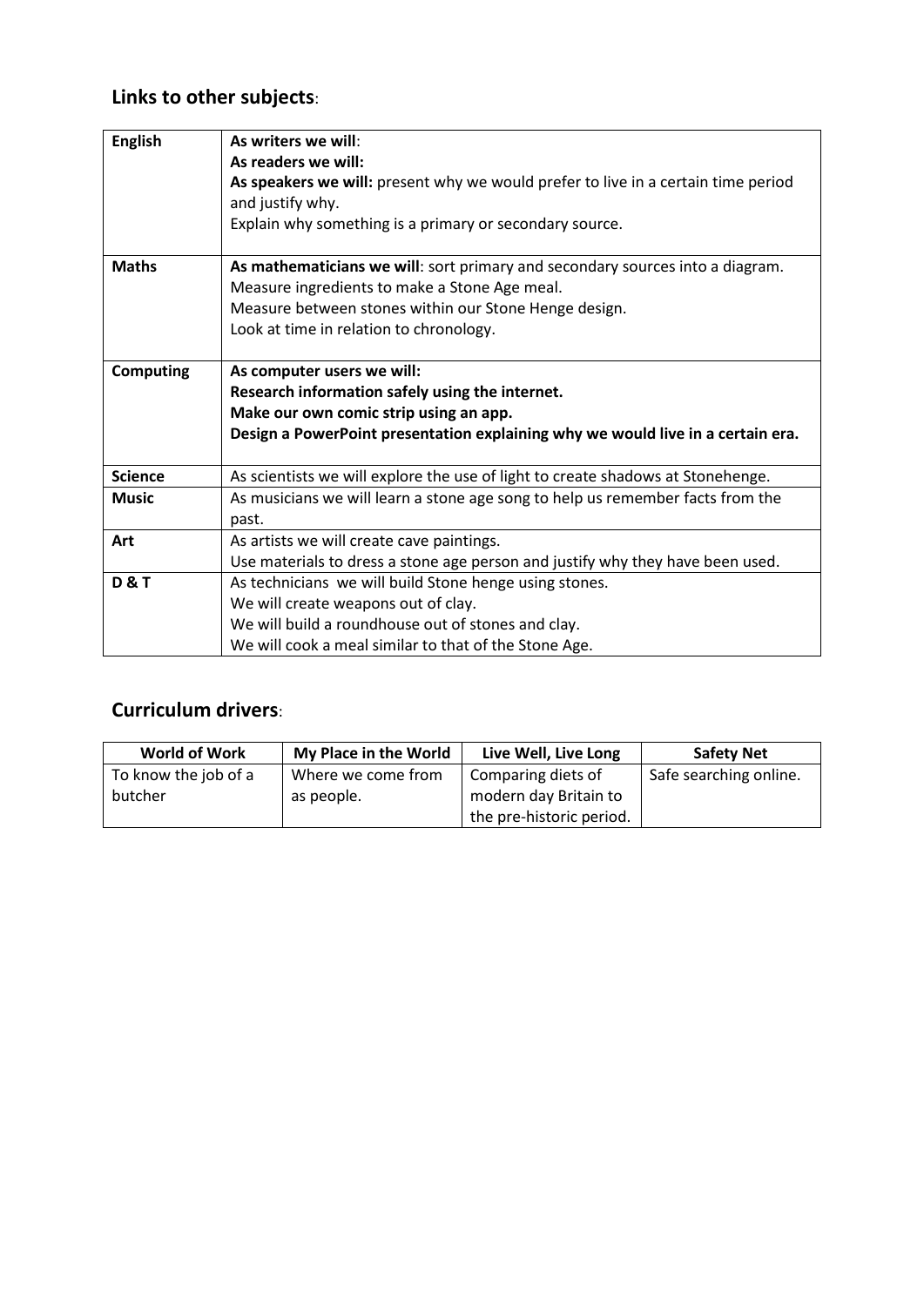## **Links to other subjects**:

| | |
|---|---|
| **English** | **As writers we will**:<br>**As readers we will:**<br>**As speakers we will:** present why we would prefer to live in a certain time period and justify why.<br>Explain why something is a primary or secondary source. |
| **Maths** | **As mathematicians we will**: sort primary and secondary sources into a diagram.<br>Measure ingredients to make a Stone Age meal.<br>Measure between stones within our Stone Henge design.<br>Look at time in relation to chronology. |
| **Computing** | **As computer users we will:**<br>**Research information safely using the internet.**<br>**Make our own comic strip using an app.**<br>**Design a PowerPoint presentation explaining why we would live in a certain era.** |
| **Science** | As scientists we will explore the use of light to create shadows at Stonehenge. |
| **Music** | As musicians we will learn a stone age song to help us remember facts from the past. |
| **Art** | As artists we will create cave paintings.<br>Use materials to dress a stone age person and justify why they have been used. |
| **D & T** | As technicians we will build Stone henge using stones.<br>We will create weapons out of clay.<br>We will build a roundhouse out of stones and clay.<br>We will cook a meal similar to that of the Stone Age. |

## **Curriculum drivers**:

| World of Work | My Place in the World | Live Well, Live Long | Safety Net |
|---|---|---|---|
| To know the job of a butcher | Where we come from as people. | Comparing diets of modern day Britain to the pre-historic period. | Safe searching online. |